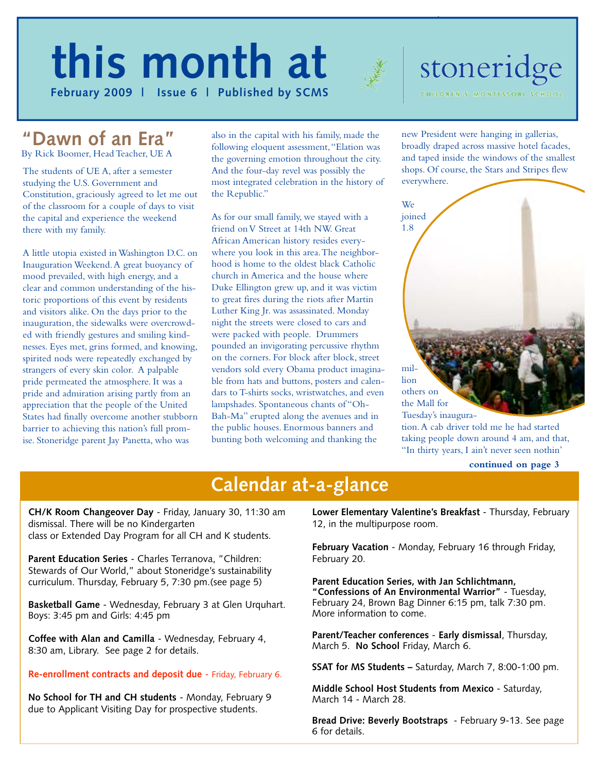# this month at stoneridge

**February 2009 | Issue 6 | Published by SCMS**

CHILDREN'S MONTESSORI SCHOOL

## "Dawn of an Era"

By Rick Boomer, Head Teacher, UE A

The students of UE A, after a semester studying the U.S. Government and Constitution, graciously agreed to let me out of the classroom for a couple of days to visit the capital and experience the weekend there with my family.

A little utopia existed in Washington D.C. on Inauguration Weekend. A great buoyancy of mood prevailed, with high energy, and a clear and common understanding of the historic proportions of this event by residents and visitors alike. On the days prior to the inauguration, the sidewalks were overcrowded with friendly gestures and smiling kindnesses. Eyes met, grins formed, and knowing, spirited nods were repeatedly exchanged by strangers of every skin color. A palpable pride permeated the atmosphere. It was a pride and admiration arising partly from an appreciation that the people of the United States had finally overcome another stubborn barrier to achieving this nation's full promise. Stoneridge parent Jay Panetta, who was also in the capital with his family, made the following eloquent assessment, "Elation was the governing emotion throughout the city. And the four-day revel was possibly the most integrated celebration in the history of the Republic."

As for our small family, we stayed with a friend on V Street at 14th NW. Great African American history resides everywhere you look in this area. The neighborhood is home to the oldest black Catholic church in America and the house where Duke Ellington grew up, and it was victim to great fires during the riots after Martin Luther King Jr. was assassinated. Monday night the streets were closed to cars and were packed with people. Drummers pounded an invigorating percussive rhythm on the corners. For block after block, street vendors sold every Obama product imaginable from hats and buttons, posters and calendars to T-shirts socks, wristwatches, and even lampshades. Spontaneous chants of "Oh-Bah-Ma" erupted along the avenues and in the public houses. Enormous banners and bunting both welcoming and thanking the new President were hanging in gallerias, broadly draped across massive hotel facades, and taped inside the windows of the smallest shops. Of course, the Stars and Stripes flew everywhere.

We joined 1.8 million others on the Mall for Tuesday's inauguration. A cab driver told me he had started taking people down around 4 am, and that, "In thirty years, I ain't never seen nothin'

**continued on page 3**

## Calendar at-a-glance

**CH/K Room Changeover Day** - Friday, January 30, 11:30 am dismissal. There will be no Kindergarten class or Extended Day Program for all CH and K students.

**Parent Education Series** - Charles Terranova, "Children: Stewards of Our World," about Stoneridge's sustainability curriculum. Thursday, February 5, 7:30 pm.(see page 5)

**Basketball Game** - Wednesday, February 3 at Glen Urquhart. Boys: 3:45 pm and Girls: 4:45 pm

**Coffee with Alan and Camilla** - Wednesday, February 4, 8:30 am, Library. See page 2 for details.

**Re-enrollment contracts and deposit due** - Friday, February 6.

**No School for TH and CH students** - Monday, February 9 due to Applicant Visiting Day for prospective students.

**Lower Elementary Valentine's Breakfast** - Thursday, February 12, in the multipurpose room.

**February Vacation** - Monday, February 16 through Friday, February 20.

**Parent Education Series, with Jan Schlichtmann, "Confessions of An Environmental Warrior"** - Tuesday, February 24, Brown Bag Dinner 6:15 pm, talk 7:30 pm. More information to come.

**Parent/Teacher conferences** - **Early dismissal**, Thursday, March 5. **No School** Friday, March 6.

**SSAT for MS Students –** Saturday, March 7, 8:00-1:00 pm.

**Middle School Host Students from Mexico** - Saturday, March 14 - March 28.

**Bread Drive: Beverly Bootstraps** - February 9-13. See page 6 for details.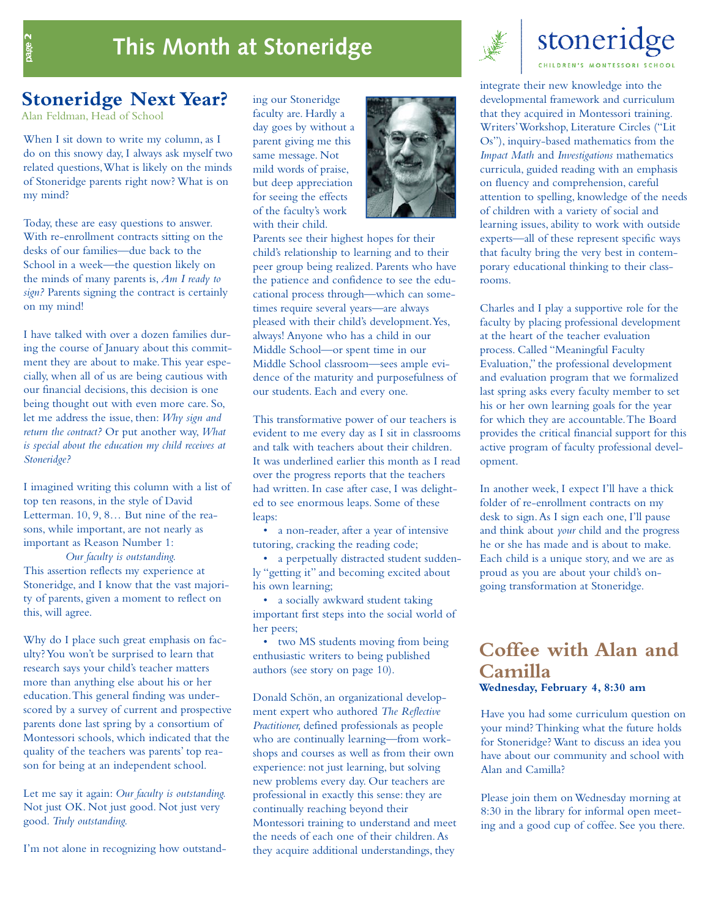# This Month at Stoneridge

## Stoneridge Next Year?

Alan Feldman, Head of School

When I sit down to write my column, as I do on this snowy day, I always ask myself two related questions, What is likely on the minds of Stoneridge parents right now? What is on my mind?

Today, these are easy questions to answer. With re-enrollment contracts sitting on the desks of our families—due back to the School in a week—the question likely on the minds of many parents is, *Am I ready to sign?* Parents signing the contract is certainly on my mind!

I have talked with over a dozen families during the course of January about this commitment they are about to make. This year especially, when all of us are being cautious with our financial decisions, this decision is one being thought out with even more care. So, let me address the issue, then: *Why sign and return the contract?* Or put another way, *What is special about the education my child receives at Stoneridge?*

I imagined writing this column with a list of top ten reasons, in the style of David Letterman. 10, 9, 8… But nine of the reasons, while important, are not nearly as important as Reason Number 1:

*Our faculty is outstanding.*

This assertion reflects my experience at Stoneridge, and I know that the vast majority of parents, given a moment to reflect on this, will agree.

Why do I place such great emphasis on faculty? You won't be surprised to learn that research says your child's teacher matters more than anything else about his or her education. This general finding was underscored by a survey of current and prospective parents done last spring by a consortium of Montessori schools, which indicated that the quality of the teachers was parents' top reason for being at an independent school.

Let me say it again: *Our faculty is outstanding.* Not just OK. Not just good. Not just very good. *Truly outstanding.*

I'm not alone in recognizing how outstanding our Stoneridge faculty are. Hardly a day goes by without a parent giving me this same message. Not mild words of praise, but deep appreciation for seeing the effects of the faculty's work with their child.

Parents see their highest hopes for their child's relationship to learning and to their peer group being realized. Parents who have the patience and confidence to see the educational process through—which can sometimes require several years—are always pleased with their child's development. Yes, always! Anyone who has a child in our Middle School—or spent time in our Middle School classroom—sees ample evidence of the maturity and purposefulness of our students. Each and every one.

This transformative power of our teachers is evident to me every day as I sit in classrooms and talk with teachers about their children. It was underlined earlier this month as I read over the progress reports that the teachers had written. In case after case, I was delighted to see enormous leaps. Some of these leaps:

- a non-reader, after a year of intensive tutoring, cracking the reading code;
- a perpetually distracted student suddenly "getting it" and becoming excited about his own learning;
- a socially awkward student taking important first steps into the social world of her peers;
- two MS students moving from being enthusiastic writers to being published authors (see story on page 10).

Donald Schön, an organizational development expert who authored *The Reflective Practitioner,* defined professionals as people who are continually learning—from workshops and courses as well as from their own experience: not just learning, but solving new problems every day. Our teachers are professional in exactly this sense: they are continually reaching beyond their Montessori training to understand and meet the needs of each one of their children. As they acquire additional understandings, they integrate their new knowledge into the developmental framework and curriculum that they acquired in Montessori training. Writers' Workshop, Literature Circles ("Lit Os"), inquiry-based mathematics from the *Impact Math* and *Investigations* mathematics curricula, guided reading with an emphasis on fluency and comprehension, careful attention to spelling, knowledge of the needs of children with a variety of social and learning issues, ability to work with outside experts—all of these represent specific ways that faculty bring the very best in contemporary educational thinking to their classrooms.

Charles and I play a supportive role for the faculty by placing professional development at the heart of the teacher evaluation process. Called "Meaningful Faculty Evaluation," the professional development and evaluation program that we formalized last spring asks every faculty member to set his or her own learning goals for the year for which they are accountable. The Board provides the critical financial support for this active program of faculty professional development.

In another week, I expect I'll have a thick folder of re-enrollment contracts on my desk to sign. As I sign each one, I'll pause and think about *your* child and the progress he or she has made and is about to make. Each child is a unique story, and we are as proud as you are about your child's ongoing transformation at Stoneridge.

## Coffee with Alan and Camilla

**Wednesday, February 4, 8:30 am**

Have you had some curriculum question on your mind? Thinking what the future holds for Stoneridge? Want to discuss an idea you have about our community and school with Alan and Camilla?

Please join them on Wednesday morning at 8:30 in the library for informal open meeting and a good cup of coffee. See you there.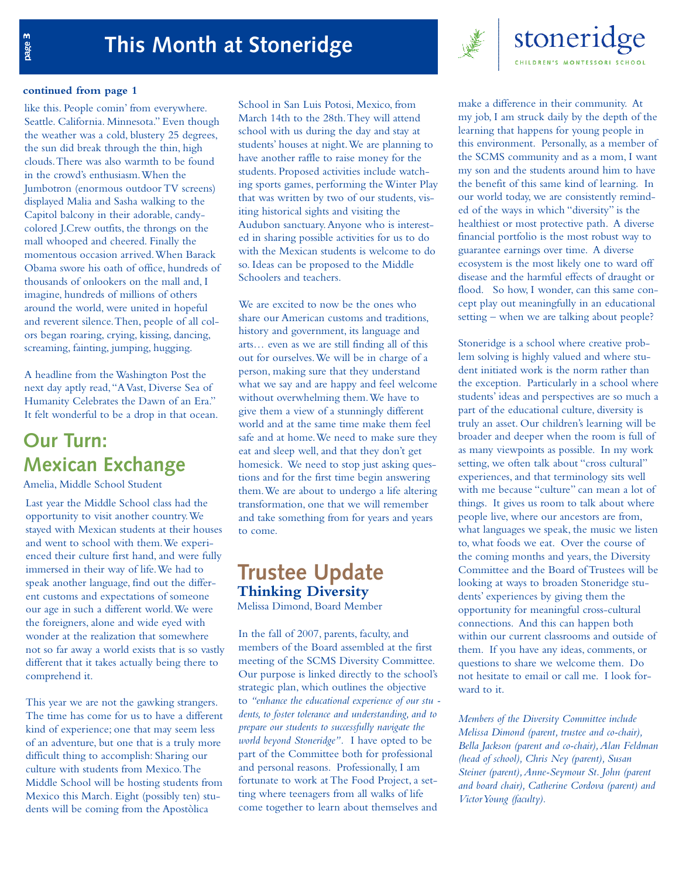**continued from page 1**

like this. People comin' from everywhere. Seattle. California. Minnesota." Even though the weather was a cold, blustery 25 degrees, the sun did break through the thin, high clouds. There was also warmth to be found in the crowd's enthusiasm. When the Jumbotron (enormous outdoor TV screens) displayed Malia and Sasha walking to the Capitol balcony in their adorable, candy-colored J.Crew outfits, the throngs on the mall whooped and cheered. Finally the momentous occasion arrived. When Barack Obama swore his oath of office, hundreds of thousands of onlookers on the mall and, I imagine, hundreds of millions of others around the world, were united in hopeful and reverent silence. Then, people of all colors began roaring, crying, kissing, dancing, screaming, fainting, jumping, hugging.

A headline from the Washington Post the next day aptly read, "A Vast, Diverse Sea of Humanity Celebrates the Dawn of an Era." It felt wonderful to be a drop in that ocean.

## Our Turn: Mexican Exchange

Amelia, Middle School Student

Last year the Middle School class had the opportunity to visit another country. We stayed with Mexican students at their houses and went to school with them. We experienced their culture first hand, and were fully immersed in their way of life. We had to speak another language, find out the different customs and expectations of someone our age in such a different world. We were the foreigners, alone and wide eyed with wonder at the realization that somewhere not so far away a world exists that is so vastly different that it takes actually being there to comprehend it.

This year we are not the gawking strangers. The time has come for us to have a different kind of experience; one that may seem less of an adventure, but one that is a truly more difficult thing to accomplish: Sharing our culture with students from Mexico. The Middle School will be hosting students from Mexico this March. Eight (possibly ten) students will be coming from the Apostòlica School in San Luis Potosi, Mexico, from March 14th to the 28th. They will attend school with us during the day and stay at students' houses at night. We are planning to have another raffle to raise money for the students. Proposed activities include watching sports games, performing the Winter Play that was written by two of our students, visiting historical sights and visiting the Audubon sanctuary. Anyone who is interested in sharing possible activities for us to do with the Mexican students is welcome to do so. Ideas can be proposed to the Middle Schoolers and teachers.

We are excited to now be the ones who share our American customs and traditions, history and government, its language and arts… even as we are still finding all of this out for ourselves. We will be in charge of a person, making sure that they understand what we say and are happy and feel welcome without overwhelming them. We have to give them a view of a stunningly different world and at the same time make them feel safe and at home. We need to make sure they eat and sleep well, and that they don't get homesick. We need to stop just asking questions and for the first time begin answering them. We are about to undergo a life altering transformation, one that we will remember and take something from for years and years to come.

## Trustee Update

### Thinking Diversity

Melissa Dimond, Board Member

In the fall of 2007, parents, faculty, and members of the Board assembled at the first meeting of the SCMS Diversity Committee. Our purpose is linked directly to the school's strategic plan, which outlines the objective to *"enhance the educational experience of our students, to foster tolerance and understanding, and to prepare our students to successfully navigate the world beyond Stoneridge"*. I have opted to be part of the Committee both for professional and personal reasons. Professionally, I am fortunate to work at The Food Project, a setting where teenagers from all walks of life come together to learn about themselves and make a difference in their community. At my job, I am struck daily by the depth of the learning that happens for young people in this environment. Personally, as a member of the SCMS community and as a mom, I want my son and the students around him to have the benefit of this same kind of learning. In our world today, we are consistently reminded of the ways in which "diversity" is the healthiest or most protective path. A diverse financial portfolio is the most robust way to guarantee earnings over time. A diverse ecosystem is the most likely one to ward off disease and the harmful effects of draught or flood. So how, I wonder, can this same concept play out meaningfully in an educational setting – when we are talking about people?

Stoneridge is a school where creative problem solving is highly valued and where student initiated work is the norm rather than the exception. Particularly in a school where students' ideas and perspectives are so much a part of the educational culture, diversity is truly an asset. Our children's learning will be broader and deeper when the room is full of as many viewpoints as possible. In my work setting, we often talk about "cross cultural" experiences, and that terminology sits well with me because "culture" can mean a lot of things. It gives us room to talk about where people live, where our ancestors are from, what languages we speak, the music we listen to, what foods we eat. Over the course of the coming months and years, the Diversity Committee and the Board of Trustees will be looking at ways to broaden Stoneridge students' experiences by giving them the opportunity for meaningful cross-cultural connections. And this can happen both within our current classrooms and outside of them. If you have any ideas, comments, or questions to share we welcome them. Do not hesitate to email or call me. I look forward to it.

*Members of the Diversity Committee include Melissa Dimond (parent, trustee and co-chair), Bella Jackson (parent and co-chair), Alan Feldman (head of school), Chris Ney (parent), Susan Steiner (parent), Anne-Seymour St. John (parent and board chair), Catherine Cordova (parent) and Victor Young (faculty).*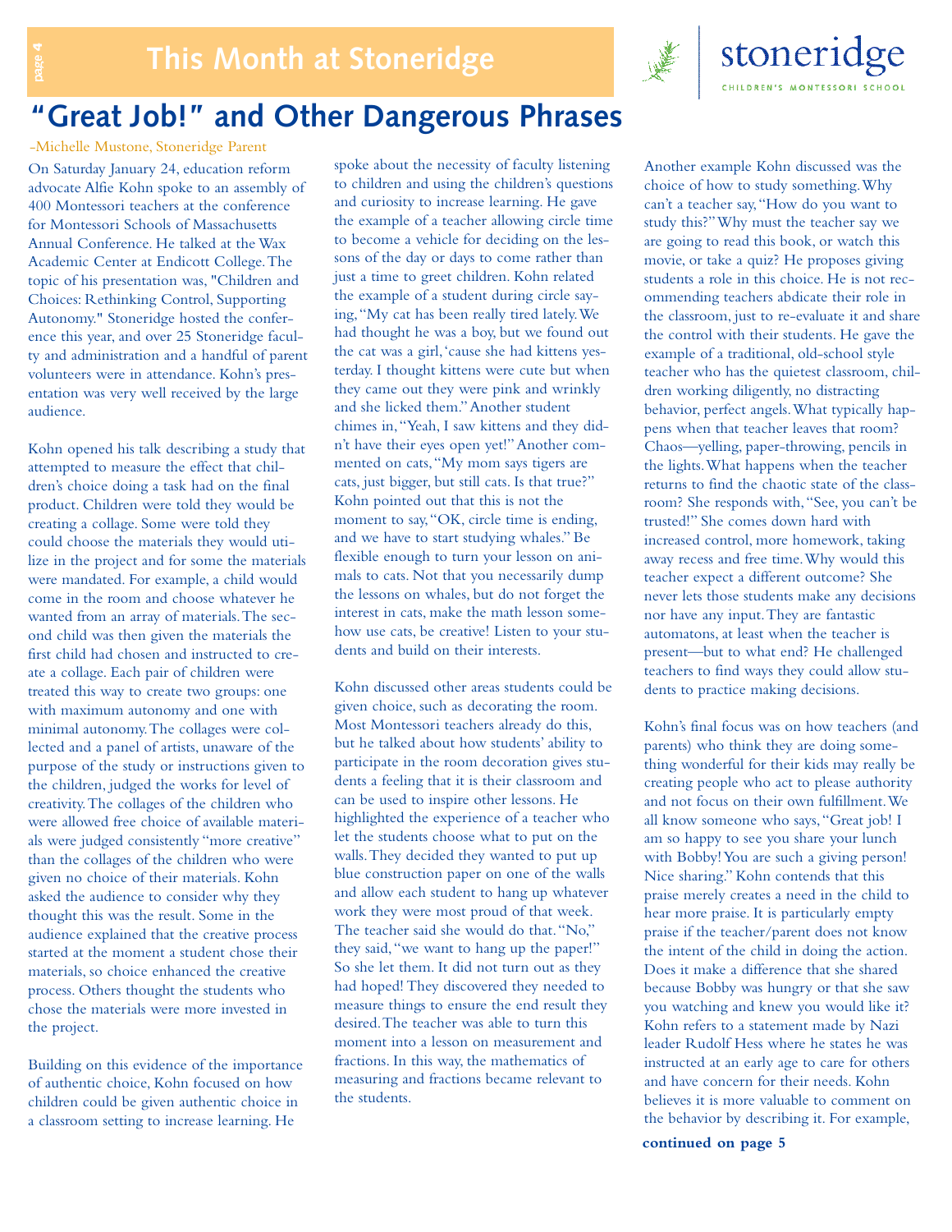# "Great Job!" and Other Dangerous Phrases

-Michelle Mustone, Stoneridge Parent

On Saturday January 24, education reform advocate Alfie Kohn spoke to an assembly of 400 Montessori teachers at the conference for Montessori Schools of Massachusetts Annual Conference. He talked at the Wax Academic Center at Endicott College. The topic of his presentation was, "Children and Choices: Rethinking Control, Supporting Autonomy." Stoneridge hosted the conference this year, and over 25 Stoneridge faculty and administration and a handful of parent volunteers were in attendance. Kohn's presentation was very well received by the large audience.

Kohn opened his talk describing a study that attempted to measure the effect that children's choice doing a task had on the final product. Children were told they would be creating a collage. Some were told they could choose the materials they would utilize in the project and for some the materials were mandated. For example, a child would come in the room and choose whatever he wanted from an array of materials. The second child was then given the materials the first child had chosen and instructed to create a collage. Each pair of children were treated this way to create two groups: one with maximum autonomy and one with minimal autonomy. The collages were collected and a panel of artists, unaware of the purpose of the study or instructions given to the children, judged the works for level of creativity. The collages of the children who were allowed free choice of available materials were judged consistently "more creative" than the collages of the children who were given no choice of their materials. Kohn asked the audience to consider why they thought this was the result. Some in the audience explained that the creative process started at the moment a student chose their materials, so choice enhanced the creative process. Others thought the students who chose the materials were more invested in the project.

Building on this evidence of the importance of authentic choice, Kohn focused on how children could be given authentic choice in a classroom setting to increase learning. He spoke about the necessity of faculty listening to children and using the children's questions and curiosity to increase learning. He gave the example of a teacher allowing circle time to become a vehicle for deciding on the lessons of the day or days to come rather than just a time to greet children. Kohn related the example of a student during circle saying, "My cat has been really tired lately. We had thought he was a boy, but we found out the cat was a girl, 'cause she had kittens yesterday. I thought kittens were cute but when they came out they were pink and wrinkly and she licked them." Another student chimes in, "Yeah, I saw kittens and they didn't have their eyes open yet!" Another commented on cats, "My mom says tigers are cats, just bigger, but still cats. Is that true?" Kohn pointed out that this is not the moment to say, "OK, circle time is ending, and we have to start studying whales." Be flexible enough to turn your lesson on animals to cats. Not that you necessarily dump the lessons on whales, but do not forget the interest in cats, make the math lesson somehow use cats, be creative! Listen to your students and build on their interests.

Kohn discussed other areas students could be given choice, such as decorating the room. Most Montessori teachers already do this, but he talked about how students' ability to participate in the room decoration gives students a feeling that it is their classroom and can be used to inspire other lessons. He highlighted the experience of a teacher who let the students choose what to put on the walls. They decided they wanted to put up blue construction paper on one of the walls and allow each student to hang up whatever work they were most proud of that week. The teacher said she would do that. "No," they said, "we want to hang up the paper!" So she let them. It did not turn out as they had hoped! They discovered they needed to measure things to ensure the end result they desired. The teacher was able to turn this moment into a lesson on measurement and fractions. In this way, the mathematics of measuring and fractions became relevant to the students.

Another example Kohn discussed was the choice of how to study something. Why can't a teacher say, "How do you want to study this?" Why must the teacher say we are going to read this book, or watch this movie, or take a quiz? He proposes giving students a role in this choice. He is not recommending teachers abdicate their role in the classroom, just to re-evaluate it and share the control with their students. He gave the example of a traditional, old-school style teacher who has the quietest classroom, children working diligently, no distracting behavior, perfect angels. What typically happens when that teacher leaves that room? Chaos—yelling, paper-throwing, pencils in the lights. What happens when the teacher returns to find the chaotic state of the classroom? She responds with, "See, you can't be trusted!" She comes down hard with increased control, more homework, taking away recess and free time. Why would this teacher expect a different outcome? She never lets those students make any decisions nor have any input. They are fantastic automatons, at least when the teacher is present—but to what end? He challenged teachers to find ways they could allow students to practice making decisions.

Kohn's final focus was on how teachers (and parents) who think they are doing something wonderful for their kids may really be creating people who act to please authority and not focus on their own fulfillment. We all know someone who says, "Great job! I am so happy to see you share your lunch with Bobby! You are such a giving person! Nice sharing." Kohn contends that this praise merely creates a need in the child to hear more praise. It is particularly empty praise if the teacher/parent does not know the intent of the child in doing the action. Does it make a difference that she shared because Bobby was hungry or that she saw you watching and knew you would like it? Kohn refers to a statement made by Nazi leader Rudolf Hess where he states he was instructed at an early age to care for others and have concern for their needs. Kohn believes it is more valuable to comment on the behavior by describing it. For example,

**continued on page 5**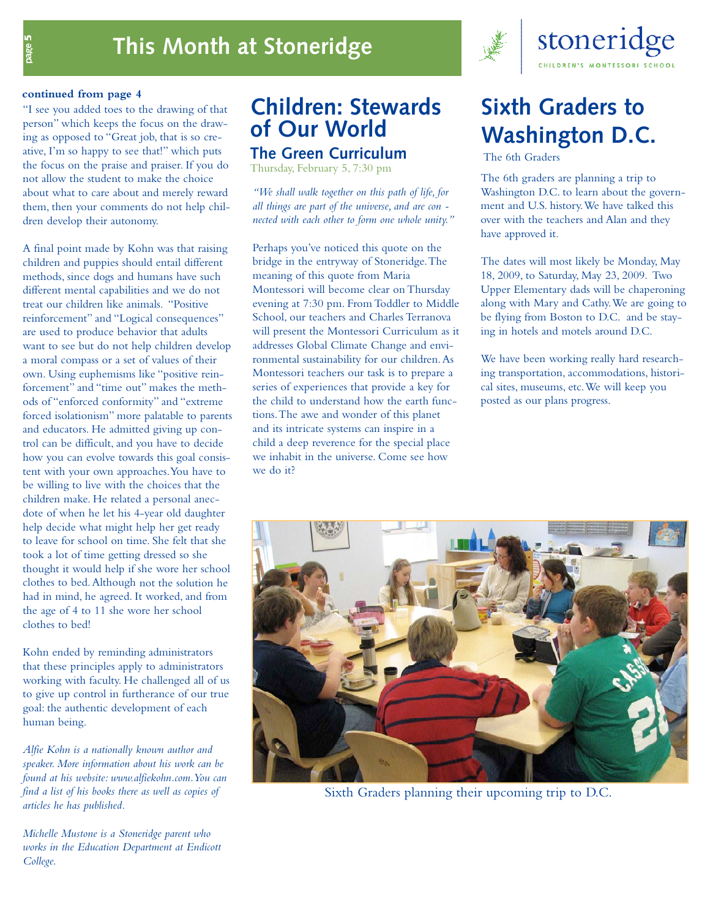**continued from page 4**

"I see you added toes to the drawing of that person" which keeps the focus on the drawing as opposed to "Great job, that is so creative, I'm so happy to see that!" which puts the focus on the praise and praiser. If you do not allow the student to make the choice about what to care about and merely reward them, then your comments do not help children develop their autonomy.

A final point made by Kohn was that raising children and puppies should entail different methods, since dogs and humans have such different mental capabilities and we do not treat our children like animals. "Positive reinforcement" and "Logical consequences" are used to produce behavior that adults want to see but do not help children develop a moral compass or a set of values of their own. Using euphemisms like "positive reinforcement" and "time out" makes the methods of "enforced conformity" and "extreme forced isolationism" more palatable to parents and educators. He admitted giving up control can be difficult, and you have to decide how you can evolve towards this goal consistent with your own approaches. You have to be willing to live with the choices that the children make. He related a personal anecdote of when he let his 4-year old daughter help decide what might help her get ready to leave for school on time. She felt that she took a lot of time getting dressed so she thought it would help if she wore her school clothes to bed. Although not the solution he had in mind, he agreed. It worked, and from the age of 4 to 11 she wore her school clothes to bed!

Kohn ended by reminding administrators that these principles apply to administrators working with faculty. He challenged all of us to give up control in furtherance of our true goal: the authentic development of each human being.

*Alfie Kohn is a nationally known author and speaker. More information about his work can be found at his website: www.alfiekohn.com. You can find a list of his books there as well as copies of articles he has published.*

*Michelle Mustone is a Stoneridge parent who works in the Education Department at Endicott College.*

# Children: Stewards of Our World

## The Green Curriculum

Thursday, February 5, 7:30 pm

*"We shall walk together on this path of life, for all things are part of the universe, and are connected with each other to form one whole unity."*

Perhaps you've noticed this quote on the bridge in the entryway of Stoneridge. The meaning of this quote from Maria Montessori will become clear on Thursday evening at 7:30 pm. From Toddler to Middle School, our teachers and Charles Terranova will present the Montessori Curriculum as it addresses Global Climate Change and environmental sustainability for our children. As Montessori teachers our task is to prepare a series of experiences that provide a key for the child to understand how the earth functions. The awe and wonder of this planet and its intricate systems can inspire in a child a deep reverence for the special place we inhabit in the universe. Come see how we do it?

# Sixth Graders to Washington D.C.

The 6th Graders

The 6th graders are planning a trip to Washington D.C. to learn about the government and U.S. history. We have talked this over with the teachers and Alan and they have approved it.

The dates will most likely be Monday, May 18, 2009, to Saturday, May 23, 2009. Two Upper Elementary dads will be chaperoning along with Mary and Cathy. We are going to be flying from Boston to D.C. and be staying in hotels and motels around D.C.

We have been working really hard researching transportation, accommodations, historical sites, museums, etc. We will keep you posted as our plans progress.

Sixth Graders planning their upcoming trip to D.C.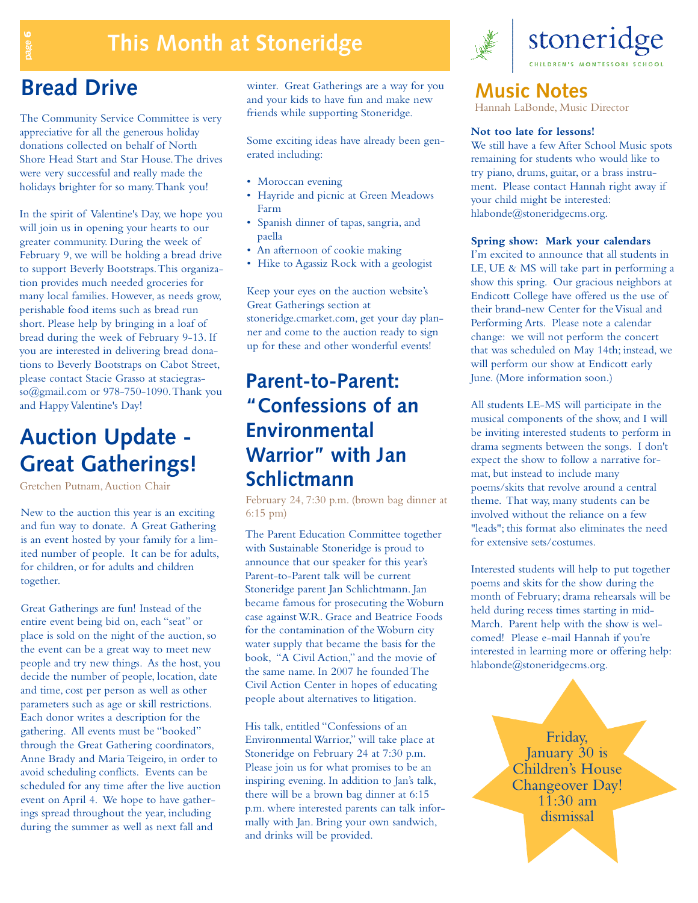# This Month at Stoneridge

## Bread Drive

The Community Service Committee is very appreciative for all the generous holiday donations collected on behalf of North Shore Head Start and Star House. The drives were very successful and really made the holidays brighter for so many. Thank you!

In the spirit of Valentine's Day, we hope you will join us in opening your hearts to our greater community. During the week of February 9, we will be holding a bread drive to support Beverly Bootstraps. This organization provides much needed groceries for many local families. However, as needs grow, perishable food items such as bread run short. Please help by bringing in a loaf of bread during the week of February 9-13. If you are interested in delivering bread donations to Beverly Bootstraps on Cabot Street, please contact Stacie Grasso at staciegrasso@gmail.com or 978-750-1090. Thank you and Happy Valentine's Day!

## Auction Update - Great Gatherings!

Gretchen Putnam, Auction Chair

New to the auction this year is an exciting and fun way to donate. A Great Gathering is an event hosted by your family for a limited number of people. It can be for adults, for children, or for adults and children together.

Great Gatherings are fun! Instead of the entire event being bid on, each "seat" or place is sold on the night of the auction, so the event can be a great way to meet new people and try new things. As the host, you decide the number of people, location, date and time, cost per person as well as other parameters such as age or skill restrictions. Each donor writes a description for the gathering. All events must be "booked" through the Great Gathering coordinators, Anne Brady and Maria Teigeiro, in order to avoid scheduling conflicts. Events can be scheduled for any time after the live auction event on April 4. We hope to have gatherings spread throughout the year, including during the summer as well as next fall and winter. Great Gatherings are a way for you and your kids to have fun and make new friends while supporting Stoneridge.

Some exciting ideas have already been generated including:

- Moroccan evening
- Hayride and picnic at Green Meadows Farm
- Spanish dinner of tapas, sangria, and paella
- An afternoon of cookie making
- Hike to Agassiz Rock with a geologist

Keep your eyes on the auction website's Great Gatherings section at stoneridge.cmarket.com, get your day planner and come to the auction ready to sign up for these and other wonderful events!

## Parent-to-Parent: "Confessions of an Environmental Warrior" with Jan Schlictmann

February 24, 7:30 p.m. (brown bag dinner at 6:15 pm)

The Parent Education Committee together with Sustainable Stoneridge is proud to announce that our speaker for this year's Parent-to-Parent talk will be current Stoneridge parent Jan Schlichtmann. Jan became famous for prosecuting the Woburn case against W.R. Grace and Beatrice Foods for the contamination of the Woburn city water supply that became the basis for the book, "A Civil Action," and the movie of the same name. In 2007 he founded The Civil Action Center in hopes of educating people about alternatives to litigation.

His talk, entitled "Confessions of an Environmental Warrior," will take place at Stoneridge on February 24 at 7:30 p.m. Please join us for what promises to be an inspiring evening. In addition to Jan's talk, there will be a brown bag dinner at 6:15 p.m. where interested parents can talk informally with Jan. Bring your own sandwich, and drinks will be provided.

## Music Notes

Hannah LaBonde, Music Director

**Not too late for lessons!**
We still have a few After School Music spots remaining for students who would like to try piano, drums, guitar, or a brass instrument. Please contact Hannah right away if your child might be interested: hlabonde@stoneridgecms.org.

**Spring show: Mark your calendars**
I'm excited to announce that all students in LE, UE & MS will take part in performing a show this spring. Our gracious neighbors at Endicott College have offered us the use of their brand-new Center for the Visual and Performing Arts. Please note a calendar change: we will not perform the concert that was scheduled on May 14th; instead, we will perform our show at Endicott early June. (More information soon.)

All students LE-MS will participate in the musical components of the show, and I will be inviting interested students to perform in drama segments between the songs. I don't expect the show to follow a narrative format, but instead to include many poems/skits that revolve around a central theme. That way, many students can be involved without the reliance on a few "leads"; this format also eliminates the need for extensive sets/costumes.

Interested students will help to put together poems and skits for the show during the month of February; drama rehearsals will be held during recess times starting in mid-March. Parent help with the show is welcomed! Please e-mail Hannah if you're interested in learning more or offering help: hlabonde@stoneridgecms.org.

Friday, January 30 is Children's House Changeover Day! 11:30 am dismissal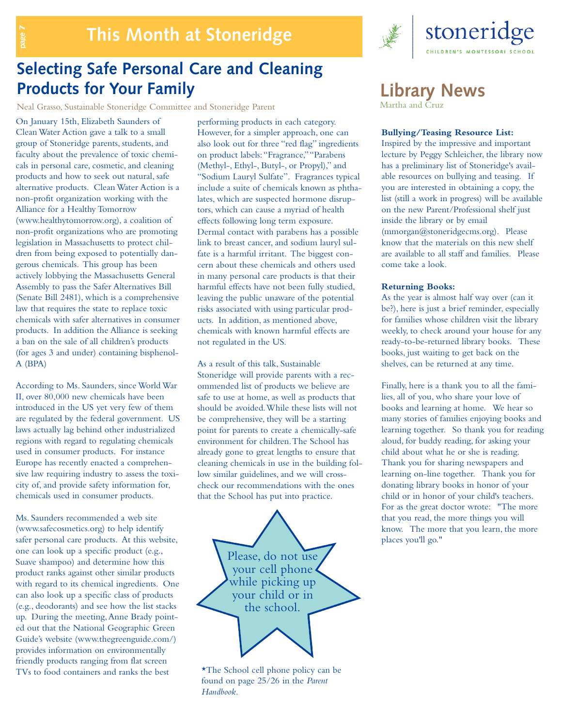# This Month at Stoneridge

## Selecting Safe Personal Care and Cleaning Products for Your Family

Neal Grasso, Sustainable Stoneridge Committee and Stoneridge Parent

On January 15th, Elizabeth Saunders of Clean Water Action gave a talk to a small group of Stoneridge parents, students, and faculty about the prevalence of toxic chemicals in personal care, cosmetic, and cleaning products and how to seek out natural, safe alternative products. Clean Water Action is a non-profit organization working with the Alliance for a Healthy Tomorrow (www.healthytomorrow.org), a coalition of non-profit organizations who are promoting legislation in Massachusetts to protect children from being exposed to potentially dangerous chemicals. This group has been actively lobbying the Massachusetts General Assembly to pass the Safer Alternatives Bill (Senate Bill 2481), which is a comprehensive law that requires the state to replace toxic chemicals with safer alternatives in consumer products. In addition the Alliance is seeking a ban on the sale of all children's products (for ages 3 and under) containing bisphenol-A (BPA)

According to Ms. Saunders, since World War II, over 80,000 new chemicals have been introduced in the US yet very few of them are regulated by the federal government. US laws actually lag behind other industrialized regions with regard to regulating chemicals used in consumer products. For instance Europe has recently enacted a comprehensive law requiring industry to assess the toxicity of, and provide safety information for, chemicals used in consumer products.

Ms. Saunders recommended a web site (www.safecosmetics.org) to help identify safer personal care products. At this website, one can look up a specific product (e.g., Suave shampoo) and determine how this product ranks against other similar products with regard to its chemical ingredients. One can also look up a specific class of products (e.g., deodorants) and see how the list stacks up. During the meeting, Anne Brady pointed out that the National Geographic Green Guide's website (www.thegreenguide.com/) provides information on environmentally friendly products ranging from flat screen TVs to food containers and ranks the best performing products in each category. However, for a simpler approach, one can also look out for three "red flag" ingredients on product labels: "Fragrance," "Parabens (Methyl-, Ethyl-, Butyl-, or Propyl)," and "Sodium Lauryl Sulfate". Fragrances typical include a suite of chemicals known as phthalates, which are suspected hormone disruptors, which can cause a myriad of health effects following long term exposure. Dermal contact with parabens has a possible link to breast cancer, and sodium lauryl sulfate is a harmful irritant. The biggest concern about these chemicals and others used in many personal care products is that their harmful effects have not been fully studied, leaving the public unaware of the potential risks associated with using particular products. In addition, as mentioned above, chemicals with known harmful effects are not regulated in the US.

As a result of this talk, Sustainable Stoneridge will provide parents with a recommended list of products we believe are safe to use at home, as well as products that should be avoided. While these lists will not be comprehensive, they will be a starting point for parents to create a chemically-safe environment for children. The School has already gone to great lengths to ensure that cleaning chemicals in use in the building follow similar guidelines, and we will cross-check our recommendations with the ones that the School has put into practice.

Please, do not use your cell phone while picking up your child or in the school.

*The School cell phone policy can be found on page 25/26 in the *Parent Handbook*.

# stoneridge
CHILDREN'S MONTESSORI SCHOOL

## Library News

Martha and Cruz

**Bullying/Teasing Resource List:**
Inspired by the impressive and important lecture by Peggy Schleicher, the library now has a preliminary list of Stoneridge's available resources on bullying and teasing. If you are interested in obtaining a copy, the list (still a work in progress) will be available on the new Parent/Professional shelf just inside the library or by email (mmorgan@stoneridgecms.org). Please know that the materials on this new shelf are available to all staff and families. Please come take a look.

**Returning Books:**
As the year is almost half way over (can it be?), here is just a brief reminder, especially for families whose children visit the library weekly, to check around your house for any ready-to-be-returned library books. These books, just waiting to get back on the shelves, can be returned at any time.

Finally, here is a thank you to all the families, all of you, who share your love of books and learning at home. We hear so many stories of families enjoying books and learning together. So thank you for reading aloud, for buddy reading, for asking your child about what he or she is reading. Thank you for sharing newspapers and learning on-line together. Thank you for donating library books in honor of your child or in honor of your child's teachers. For as the great doctor wrote: "The more that you read, the more things you will know. The more that you learn, the more places you'll go."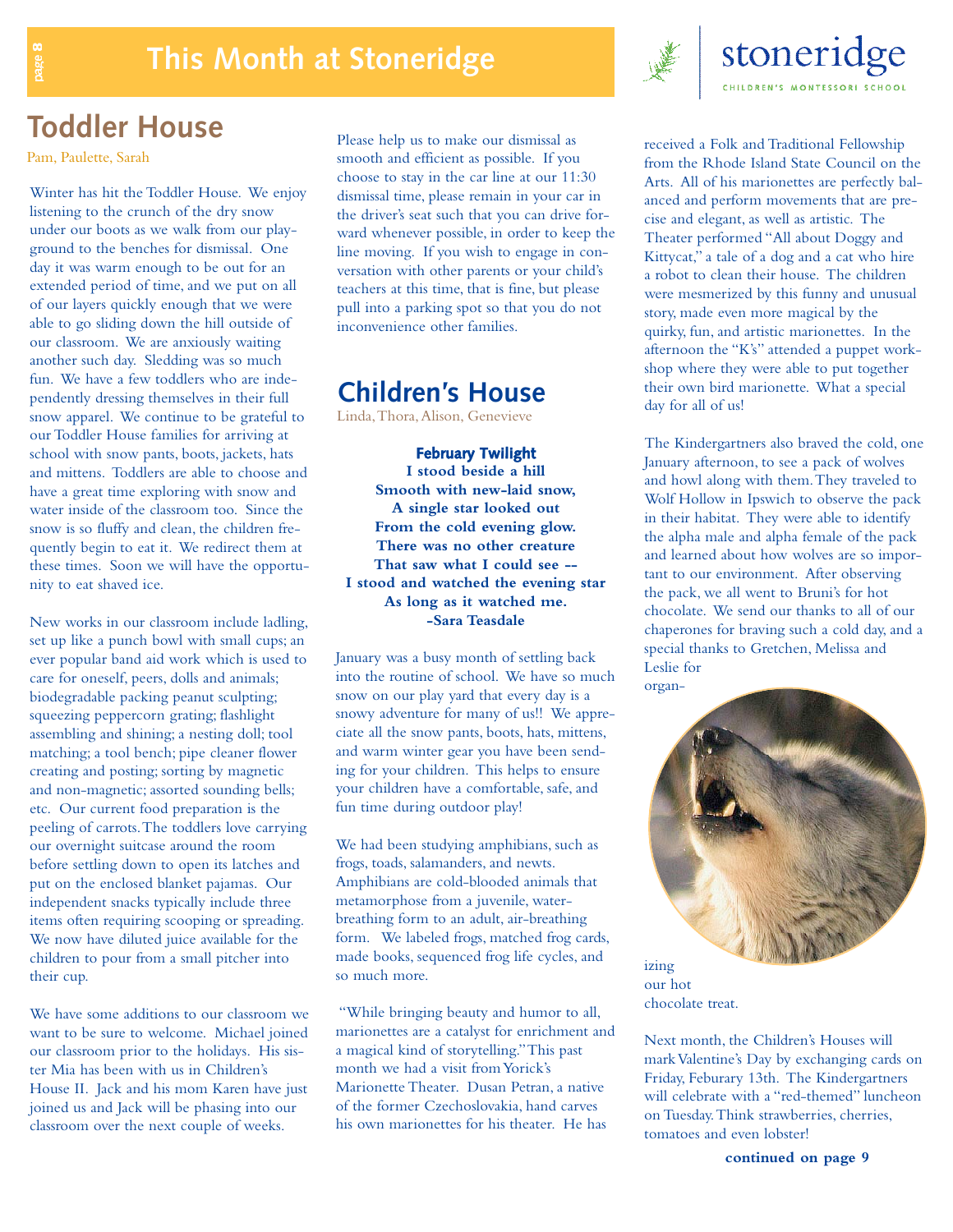# This Month at Stoneridge

## Toddler House

Pam, Paulette, Sarah

Winter has hit the Toddler House. We enjoy listening to the crunch of the dry snow under our boots as we walk from our playground to the benches for dismissal. One day it was warm enough to be out for an extended period of time, and we put on all of our layers quickly enough that we were able to go sliding down the hill outside of our classroom. We are anxiously waiting another such day. Sledding was so much fun. We have a few toddlers who are independently dressing themselves in their full snow apparel. We continue to be grateful to our Toddler House families for arriving at school with snow pants, boots, jackets, hats and mittens. Toddlers are able to choose and have a great time exploring with snow and water inside of the classroom too. Since the snow is so fluffy and clean, the children frequently begin to eat it. We redirect them at these times. Soon we will have the opportunity to eat shaved ice.

New works in our classroom include ladling, set up like a punch bowl with small cups; an ever popular band aid work which is used to care for oneself, peers, dolls and animals; biodegradable packing peanut sculpting; squeezing peppercorn grating; flashlight assembling and shining; a nesting doll; tool matching; a tool bench; pipe cleaner flower creating and posting; sorting by magnetic and non-magnetic; assorted sounding bells; etc. Our current food preparation is the peeling of carrots. The toddlers love carrying our overnight suitcase around the room before settling down to open its latches and put on the enclosed blanket pajamas. Our independent snacks typically include three items often requiring scooping or spreading. We now have diluted juice available for the children to pour from a small pitcher into their cup.

We have some additions to our classroom we want to be sure to welcome. Michael joined our classroom prior to the holidays. His sister Mia has been with us in Children's House II. Jack and his mom Karen have just joined us and Jack will be phasing into our classroom over the next couple of weeks.

Please help us to make our dismissal as smooth and efficient as possible. If you choose to stay in the car line at our 11:30 dismissal time, please remain in your car in the driver's seat such that you can drive forward whenever possible, in order to keep the line moving. If you wish to engage in conversation with other parents or your child's teachers at this time, that is fine, but please pull into a parking spot so that you do not inconvenience other families.

## Children's House

Linda, Thora, Alison, Genevieve

**February Twilight**

**I stood beside a hill**
**Smooth with new-laid snow,**
**A single star looked out**
**From the cold evening glow.**
**There was no other creature**
**That saw what I could see --**
**I stood and watched the evening star**
**As long as it watched me.**
**-Sara Teasdale**

January was a busy month of settling back into the routine of school. We have so much snow on our play yard that every day is a snowy adventure for many of us!! We appreciate all the snow pants, boots, hats, mittens, and warm winter gear you have been sending for your children. This helps to ensure your children have a comfortable, safe, and fun time during outdoor play!

We had been studying amphibians, such as frogs, toads, salamanders, and newts. Amphibians are cold-blooded animals that metamorphose from a juvenile, water-breathing form to an adult, air-breathing form. We labeled frogs, matched frog cards, made books, sequenced frog life cycles, and so much more.

"While bringing beauty and humor to all, marionettes are a catalyst for enrichment and a magical kind of storytelling." This past month we had a visit from Yorick's Marionette Theater. Dusan Petran, a native of the former Czechoslovakia, hand carves his own marionettes for his theater. He has received a Folk and Traditional Fellowship from the Rhode Island State Council on the Arts. All of his marionettes are perfectly balanced and perform movements that are precise and elegant, as well as artistic. The Theater performed "All about Doggy and Kittycat," a tale of a dog and a cat who hire a robot to clean their house. The children were mesmerized by this funny and unusual story, made even more magical by the quirky, fun, and artistic marionettes. In the afternoon the "K's" attended a puppet workshop where they were able to put together their own bird marionette. What a special day for all of us!

The Kindergartners also braved the cold, one January afternoon, to see a pack of wolves and howl along with them. They traveled to Wolf Hollow in Ipswich to observe the pack in their habitat. They were able to identify the alpha male and alpha female of the pack and learned about how wolves are so important to our environment. After observing the pack, we all went to Bruni's for hot chocolate. We send our thanks to all of our chaperones for braving such a cold day, and a special thanks to Gretchen, Melissa and Leslie for organizing our hot chocolate treat.

Next month, the Children's Houses will mark Valentine's Day by exchanging cards on Friday, Feburary 13th. The Kindergartners will celebrate with a "red-themed" luncheon on Tuesday. Think strawberries, cherries, tomatoes and even lobster!

**continued on page 9**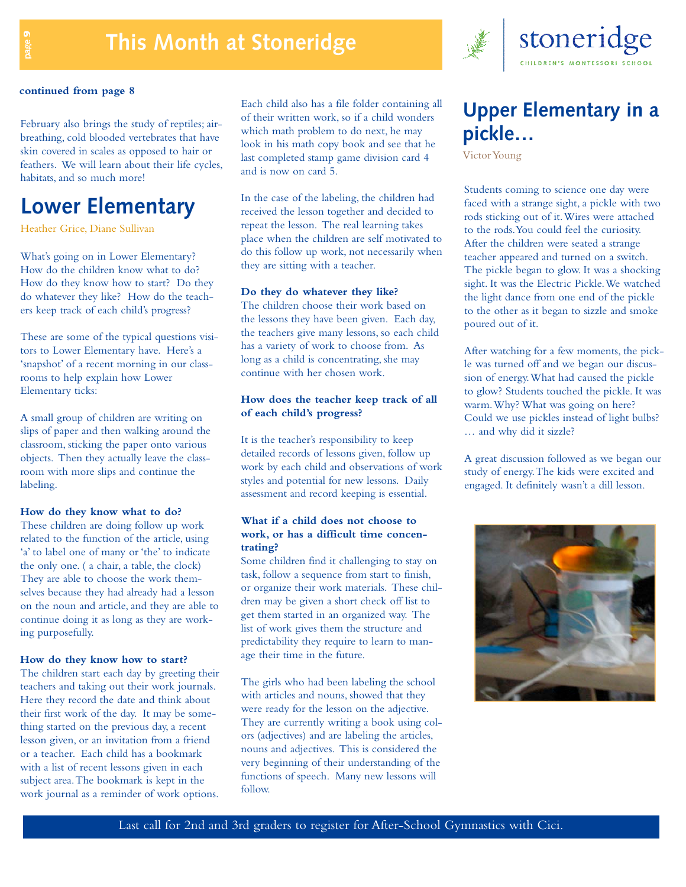**continued from page 8**

February also brings the study of reptiles; air-breathing, cold blooded vertebrates that have skin covered in scales as opposed to hair or feathers. We will learn about their life cycles, habitats, and so much more!

## Lower Elementary

Heather Grice, Diane Sullivan

What's going on in Lower Elementary? How do the children know what to do? How do they know how to start? Do they do whatever they like? How do the teachers keep track of each child's progress?

These are some of the typical questions visitors to Lower Elementary have. Here's a 'snapshot' of a recent morning in our classrooms to help explain how Lower Elementary ticks:

A small group of children are writing on slips of paper and then walking around the classroom, sticking the paper onto various objects. Then they actually leave the classroom with more slips and continue the labeling.

**How do they know what to do?**
These children are doing follow up work related to the function of the article, using 'a' to label one of many or 'the' to indicate the only one. ( a chair, a table, the clock) They are able to choose the work themselves because they had already had a lesson on the noun and article, and they are able to continue doing it as long as they are working purposefully.

**How do they know how to start?**
The children start each day by greeting their teachers and taking out their work journals. Here they record the date and think about their first work of the day. It may be something started on the previous day, a recent lesson given, or an invitation from a friend or a teacher. Each child has a bookmark with a list of recent lessons given in each subject area. The bookmark is kept in the work journal as a reminder of work options.

Each child also has a file folder containing all of their written work, so if a child wonders which math problem to do next, he may look in his math copy book and see that he last completed stamp game division card 4 and is now on card 5.

In the case of the labeling, the children had received the lesson together and decided to repeat the lesson. The real learning takes place when the children are self motivated to do this follow up work, not necessarily when they are sitting with a teacher.

**Do they do whatever they like?**
The children choose their work based on the lessons they have been given. Each day, the teachers give many lessons, so each child has a variety of work to choose from. As long as a child is concentrating, she may continue with her chosen work.

**How does the teacher keep track of all of each child's progress?**

It is the teacher's responsibility to keep detailed records of lessons given, follow up work by each child and observations of work styles and potential for new lessons. Daily assessment and record keeping is essential.

**What if a child does not choose to work, or has a difficult time concentrating?**
Some children find it challenging to stay on task, follow a sequence from start to finish, or organize their work materials. These children may be given a short check off list to get them started in an organized way. The list of work gives them the structure and predictability they require to learn to manage their time in the future.

The girls who had been labeling the school with articles and nouns, showed that they were ready for the lesson on the adjective. They are currently writing a book using colors (adjectives) and are labeling the articles, nouns and adjectives. This is considered the very beginning of their understanding of the functions of speech. Many new lessons will follow.

## Upper Elementary in a pickle…

Victor Young

Students coming to science one day were faced with a strange sight, a pickle with two rods sticking out of it. Wires were attached to the rods. You could feel the curiosity. After the children were seated a strange teacher appeared and turned on a switch. The pickle began to glow. It was a shocking sight. It was the Electric Pickle. We watched the light dance from one end of the pickle to the other as it began to sizzle and smoke poured out of it.

After watching for a few moments, the pickle was turned off and we began our discussion of energy. What had caused the pickle to glow? Students touched the pickle. It was warm. Why? What was going on here? Could we use pickles instead of light bulbs? … and why did it sizzle?

A great discussion followed as we began our study of energy. The kids were excited and engaged. It definitely wasn't a dill lesson.

Last call for 2nd and 3rd graders to register for After-School Gymnastics with Cici.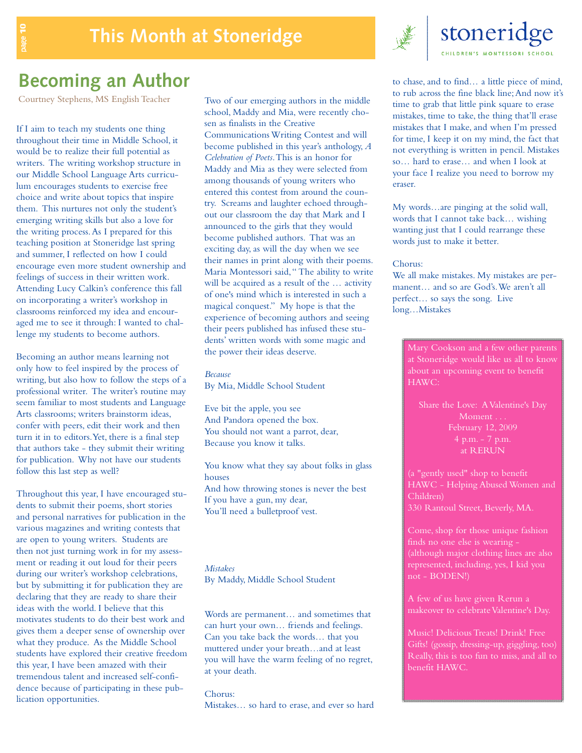# Becoming an Author

Courtney Stephens, MS English Teacher

If I aim to teach my students one thing throughout their time in Middle School, it would be to realize their full potential as writers. The writing workshop structure in our Middle School Language Arts curriculum encourages students to exercise free choice and write about topics that inspire them. This nurtures not only the student's emerging writing skills but also a love for the writing process. As I prepared for this teaching position at Stoneridge last spring and summer, I reflected on how I could encourage even more student ownership and feelings of success in their written work. Attending Lucy Calkin's conference this fall on incorporating a writer's workshop in classrooms reinforced my idea and encouraged me to see it through: I wanted to challenge my students to become authors.

Becoming an author means learning not only how to feel inspired by the process of writing, but also how to follow the steps of a professional writer. The writer's routine may seem familiar to most students and Language Arts classrooms; writers brainstorm ideas, confer with peers, edit their work and then turn it in to editors. Yet, there is a final step that authors take - they submit their writing for publication. Why not have our students follow this last step as well?

Throughout this year, I have encouraged students to submit their poems, short stories and personal narratives for publication in the various magazines and writing contests that are open to young writers. Students are then not just turning work in for my assessment or reading it out loud for their peers during our writer's workshop celebrations, but by submitting it for publication they are declaring that they are ready to share their ideas with the world. I believe that this motivates students to do their best work and gives them a deeper sense of ownership over what they produce. As the Middle School students have explored their creative freedom this year, I have been amazed with their tremendous talent and increased self-confidence because of participating in these publication opportunities.

Two of our emerging authors in the middle school, Maddy and Mia, were recently chosen as finalists in the Creative Communications Writing Contest and will become published in this year's anthology, *A Celebration of Poets*. This is an honor for Maddy and Mia as they were selected from among thousands of young writers who entered this contest from around the country. Screams and laughter echoed throughout our classroom the day that Mark and I announced to the girls that they would become published authors. That was an exciting day, as will the day when we see their names in print along with their poems. Maria Montessori said, " The ability to write will be acquired as a result of the … activity of one's mind which is interested in such a magical conquest." My hope is that the experience of becoming authors and seeing their peers published has infused these students' written words with some magic and the power their ideas deserve.

*Because*
By Mia, Middle School Student

Eve bit the apple, you see
And Pandora opened the box.
You should not want a parrot, dear,
Because you know it talks.

You know what they say about folks in glass houses
And how throwing stones is never the best
If you have a gun, my dear,
You'll need a bulletproof vest.

*Mistakes*
By Maddy, Middle School Student

Words are permanent… and sometimes that can hurt your own… friends and feelings. Can you take back the words… that you muttered under your breath…and at least you will have the warm feeling of no regret, at your death.

Chorus:
Mistakes… so hard to erase, and ever so hard to chase, and to find… a little piece of mind, to rub across the fine black line; And now it's time to grab that little pink square to erase mistakes, time to take, the thing that'll erase mistakes that I make, and when I'm pressed for time, I keep it on my mind, the fact that not everything is written in pencil. Mistakes so… hard to erase… and when I look at your face I realize you need to borrow my eraser.

My words…are pinging at the solid wall, words that I cannot take back… wishing wanting just that I could rearrange these words just to make it better.

Chorus:
We all make mistakes. My mistakes are permanent… and so are God's. We aren't all perfect… so says the song. Live long…Mistakes

---

Mary Cookson and a few other parents at Stoneridge would like us all to know about an upcoming event to benefit HAWC:

Share the Love: A Valentine's Day Moment . . .
February 12, 2009
4 p.m. - 7 p.m.
at RERUN

(a "gently used" shop to benefit HAWC - Helping Abused Women and Children)
330 Rantoul Street, Beverly, MA.

Come, shop for those unique fashion finds no one else is wearing - (although major clothing lines are also represented, including, yes, I kid you not - BODEN!)

A few of us have given Rerun a makeover to celebrate Valentine's Day.

Music! Delicious Treats! Drink! Free Gifts! (gossip, dressing-up, giggling, too) Really, this is too fun to miss, and all to benefit HAWC.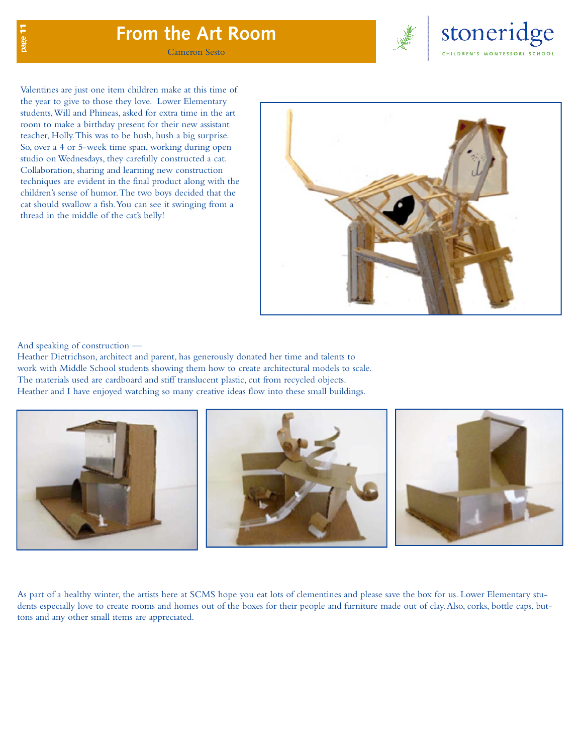# From the Art Room

Cameron Sesto

Valentines are just one item children make at this time of the year to give to those they love. Lower Elementary students, Will and Phineas, asked for extra time in the art room to make a birthday present for their new assistant teacher, Holly. This was to be hush, hush a big surprise. So, over a 4 or 5-week time span, working during open studio on Wednesdays, they carefully constructed a cat. Collaboration, sharing and learning new construction techniques are evident in the final product along with the children's sense of humor. The two boys decided that the cat should swallow a fish. You can see it swinging from a thread in the middle of the cat's belly!

And speaking of construction —
Heather Dietrichson, architect and parent, has generously donated her time and talents to work with Middle School students showing them how to create architectural models to scale. The materials used are cardboard and stiff translucent plastic, cut from recycled objects. Heather and I have enjoyed watching so many creative ideas flow into these small buildings.

As part of a healthy winter, the artists here at SCMS hope you eat lots of clementines and please save the box for us. Lower Elementary students especially love to create rooms and homes out of the boxes for their people and furniture made out of clay. Also, corks, bottle caps, buttons and any other small items are appreciated.